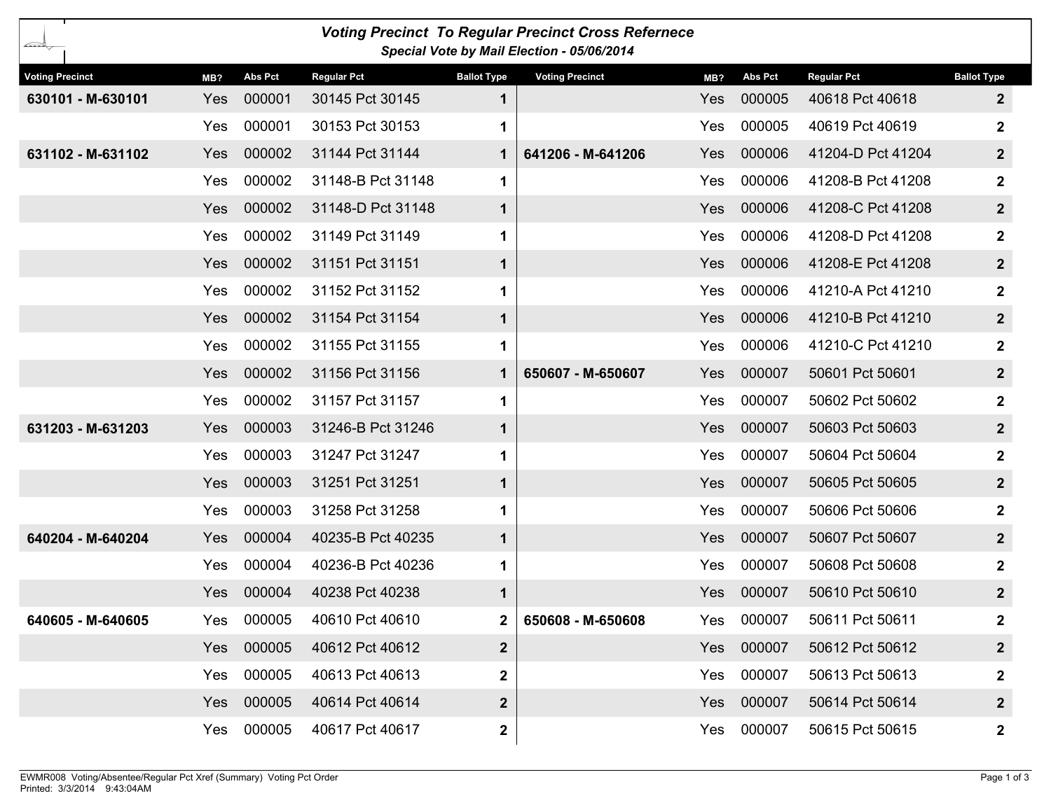# Voting Precinct To Regular Precinct Cross Refernece

### Special Vote by Mail Election - 05/06/2014

| Voting Precinct | MB? | Abs Pct | Regular Pct | Ballot Type |
|---|---|---|---|---|
| **630101 - M-630101** | Yes | 000001 | 30145 Pct 30145 | **1** |
| | Yes | 000001 | 30153 Pct 30153 | **1** |
| **631102 - M-631102** | Yes | 000002 | 31144 Pct 31144 | **1** |
| | Yes | 000002 | 31148-B Pct 31148 | **1** |
| | Yes | 000002 | 31148-D Pct 31148 | **1** |
| | Yes | 000002 | 31149 Pct 31149 | **1** |
| | Yes | 000002 | 31151 Pct 31151 | **1** |
| | Yes | 000002 | 31152 Pct 31152 | **1** |
| | Yes | 000002 | 31154 Pct 31154 | **1** |
| | Yes | 000002 | 31155 Pct 31155 | **1** |
| | Yes | 000002 | 31156 Pct 31156 | **1** |
| | Yes | 000002 | 31157 Pct 31157 | **1** |
| **631203 - M-631203** | Yes | 000003 | 31246-B Pct 31246 | **1** |
| | Yes | 000003 | 31247 Pct 31247 | **1** |
| | Yes | 000003 | 31251 Pct 31251 | **1** |
| | Yes | 000003 | 31258 Pct 31258 | **1** |
| **640204 - M-640204** | Yes | 000004 | 40235-B Pct 40235 | **1** |
| | Yes | 000004 | 40236-B Pct 40236 | **1** |
| | Yes | 000004 | 40238 Pct 40238 | **1** |
| **640605 - M-640605** | Yes | 000005 | 40610 Pct 40610 | **2** |
| | Yes | 000005 | 40612 Pct 40612 | **2** |
| | Yes | 000005 | 40613 Pct 40613 | **2** |
| | Yes | 000005 | 40614 Pct 40614 | **2** |
| | Yes | 000005 | 40617 Pct 40617 | **2** |
| | Yes | 000005 | 40618 Pct 40618 | **2** |
| | Yes | 000005 | 40619 Pct 40619 | **2** |
| **641206 - M-641206** | Yes | 000006 | 41204-D Pct 41204 | **2** |
| | Yes | 000006 | 41208-B Pct 41208 | **2** |
| | Yes | 000006 | 41208-C Pct 41208 | **2** |
| | Yes | 000006 | 41208-D Pct 41208 | **2** |
| | Yes | 000006 | 41208-E Pct 41208 | **2** |
| | Yes | 000006 | 41210-A Pct 41210 | **2** |
| | Yes | 000006 | 41210-B Pct 41210 | **2** |
| | Yes | 000006 | 41210-C Pct 41210 | **2** |
| **650607 - M-650607** | Yes | 000007 | 50601 Pct 50601 | **2** |
| | Yes | 000007 | 50602 Pct 50602 | **2** |
| | Yes | 000007 | 50603 Pct 50603 | **2** |
| | Yes | 000007 | 50604 Pct 50604 | **2** |
| | Yes | 000007 | 50605 Pct 50605 | **2** |
| | Yes | 000007 | 50606 Pct 50606 | **2** |
| | Yes | 000007 | 50607 Pct 50607 | **2** |
| | Yes | 000007 | 50608 Pct 50608 | **2** |
| | Yes | 000007 | 50610 Pct 50610 | **2** |
| **650608 - M-650608** | Yes | 000007 | 50611 Pct 50611 | **2** |
| | Yes | 000007 | 50612 Pct 50612 | **2** |
| | Yes | 000007 | 50613 Pct 50613 | **2** |
| | Yes | 000007 | 50614 Pct 50614 | **2** |
| | Yes | 000007 | 50615 Pct 50615 | **2** |

EWMR008 Voting/Absentee/Regular Pct Xref (Summary) Voting Pct Order
Printed: 3/3/2014 9:43:04AM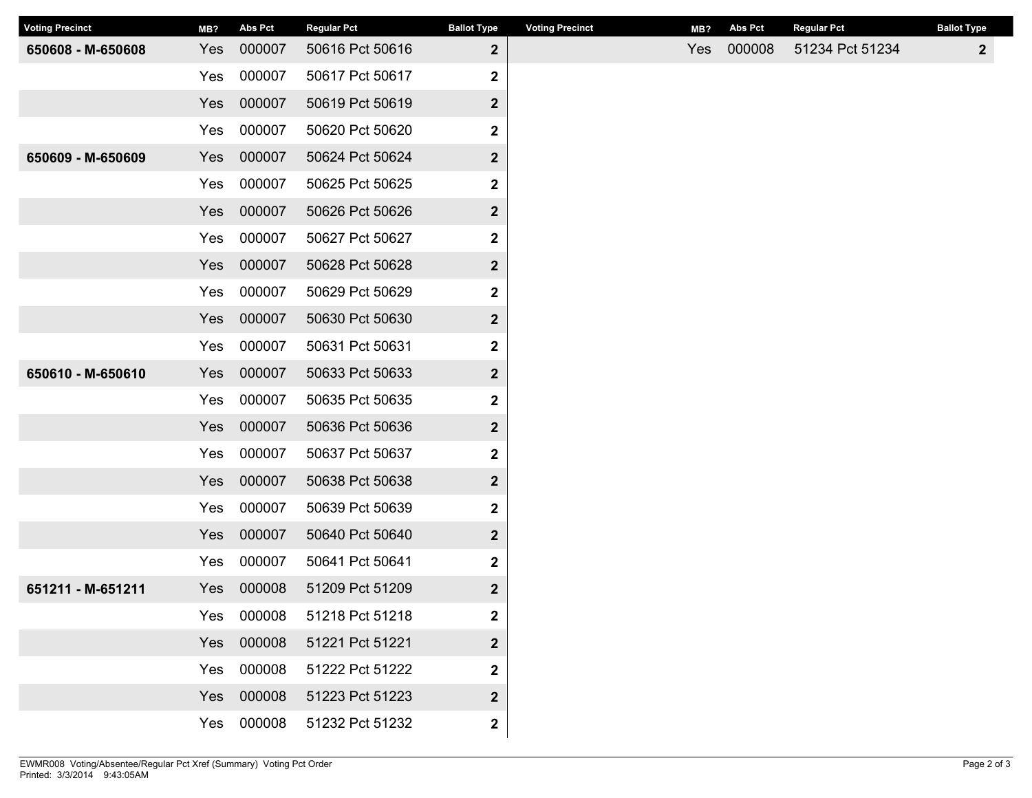| Voting Precinct | MB? | Abs Pct | Regular Pct | Ballot Type |
|---|---|---|---|---|
| **650608 - M-650608** | Yes | 000007 | 50616 Pct 50616 | **2** |
| | Yes | 000007 | 50617 Pct 50617 | **2** |
| | Yes | 000007 | 50619 Pct 50619 | **2** |
| | Yes | 000007 | 50620 Pct 50620 | **2** |
| **650609 - M-650609** | Yes | 000007 | 50624 Pct 50624 | **2** |
| | Yes | 000007 | 50625 Pct 50625 | **2** |
| | Yes | 000007 | 50626 Pct 50626 | **2** |
| | Yes | 000007 | 50627 Pct 50627 | **2** |
| | Yes | 000007 | 50628 Pct 50628 | **2** |
| | Yes | 000007 | 50629 Pct 50629 | **2** |
| | Yes | 000007 | 50630 Pct 50630 | **2** |
| | Yes | 000007 | 50631 Pct 50631 | **2** |
| **650610 - M-650610** | Yes | 000007 | 50633 Pct 50633 | **2** |
| | Yes | 000007 | 50635 Pct 50635 | **2** |
| | Yes | 000007 | 50636 Pct 50636 | **2** |
| | Yes | 000007 | 50637 Pct 50637 | **2** |
| | Yes | 000007 | 50638 Pct 50638 | **2** |
| | Yes | 000007 | 50639 Pct 50639 | **2** |
| | Yes | 000007 | 50640 Pct 50640 | **2** |
| | Yes | 000007 | 50641 Pct 50641 | **2** |
| **651211 - M-651211** | Yes | 000008 | 51209 Pct 51209 | **2** |
| | Yes | 000008 | 51218 Pct 51218 | **2** |
| | Yes | 000008 | 51221 Pct 51221 | **2** |
| | Yes | 000008 | 51222 Pct 51222 | **2** |
| | Yes | 000008 | 51223 Pct 51223 | **2** |
| | Yes | 000008 | 51232 Pct 51232 | **2** |
| | Yes | 000008 | 51234 Pct 51234 | **2** |

EWMR008 Voting/Absentee/Regular Pct Xref (Summary) Voting Pct Order
Printed: 3/3/2014 9:43:05AM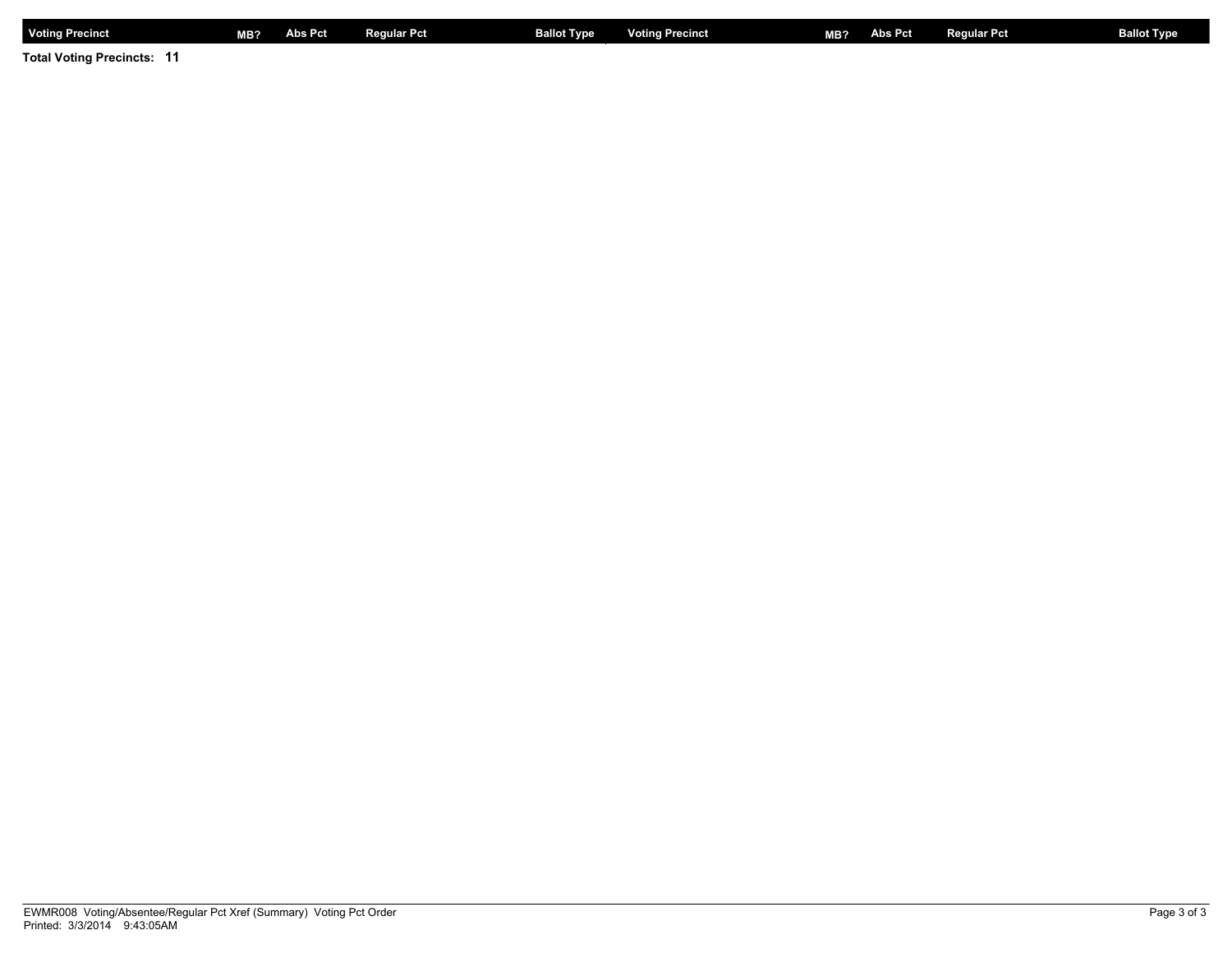| Voting Precinct | MB? | Abs Pct | Regular Pct | Ballot Type | Voting Precinct | MB? | Abs Pct | Regular Pct | Ballot Type |
|---|---|---|---|---|---|---|---|---|---|

**Total Voting Precincts: 11**